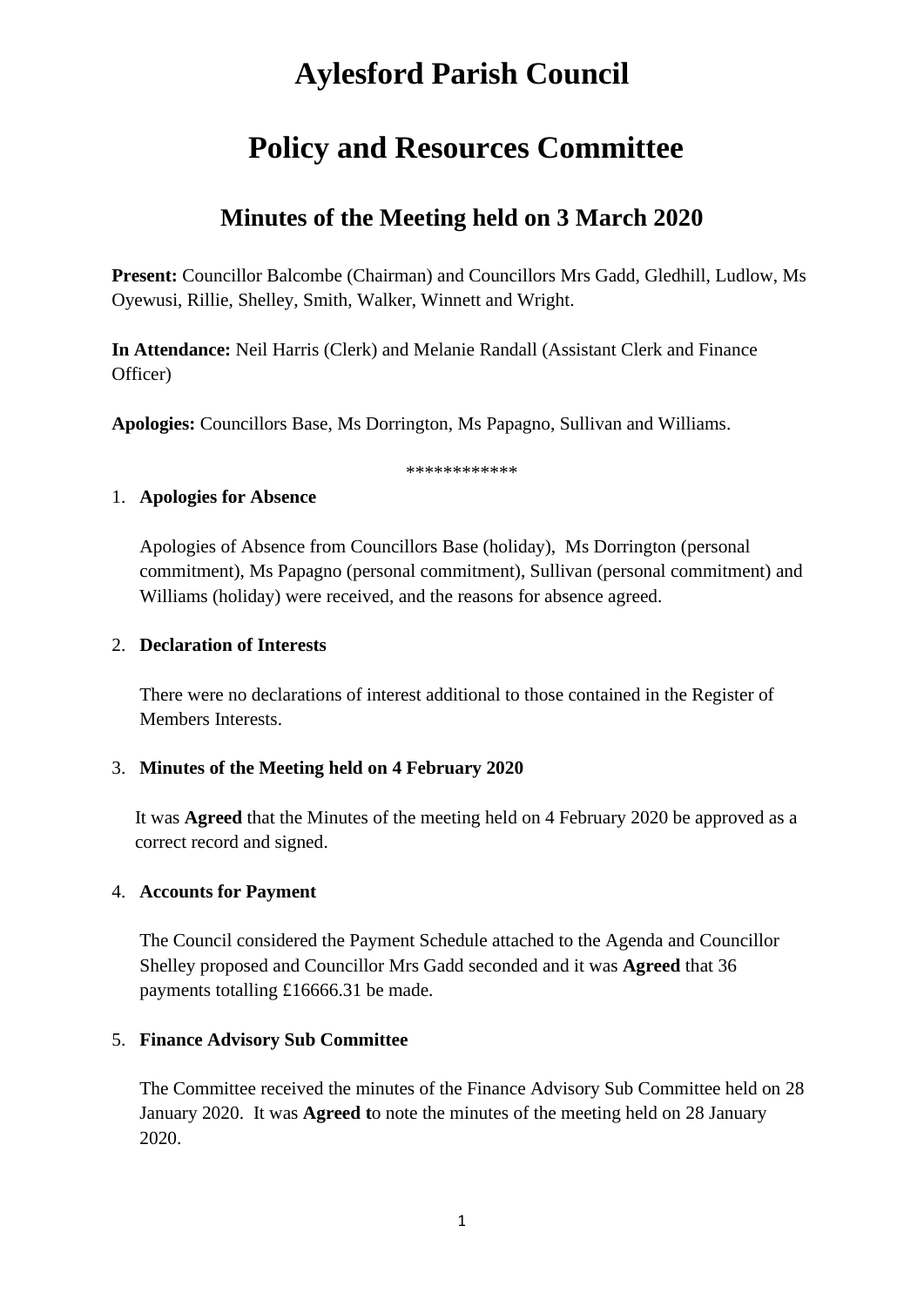# Aylesford Parish Council

# Policy and Resources Committee

## Minutes of the Meeting held on 3 March 2020

**Present:** Councillor Balcombe (Chairman) and Councillors Mrs Gadd, Gledhill, Ludlow, Ms Oyewusi, Rillie, Shelley, Smith, Walker, Winnett and Wright.

**In Attendance:** Neil Harris (Clerk) and Melanie Randall (Assistant Clerk and Finance Officer)

**Apologies:** Councillors Base, Ms Dorrington, Ms Papagno, Sullivan and Williams.

************

1. **Apologies for Absence**

   Apologies of Absence from Councillors Base (holiday), Ms Dorrington (personal commitment), Ms Papagno (personal commitment), Sullivan (personal commitment) and Williams (holiday) were received, and the reasons for absence agreed.

2. **Declaration of Interests**

   There were no declarations of interest additional to those contained in the Register of Members Interests.

3. **Minutes of the Meeting held on 4 February 2020**

   It was **Agreed** that the Minutes of the meeting held on 4 February 2020 be approved as a correct record and signed.

4. **Accounts for Payment**

   The Council considered the Payment Schedule attached to the Agenda and Councillor Shelley proposed and Councillor Mrs Gadd seconded and it was **Agreed** that 36 payments totalling £16666.31 be made.

5. **Finance Advisory Sub Committee**

   The Committee received the minutes of the Finance Advisory Sub Committee held on 28 January 2020. It was **Agreed t**o note the minutes of the meeting held on 28 January 2020.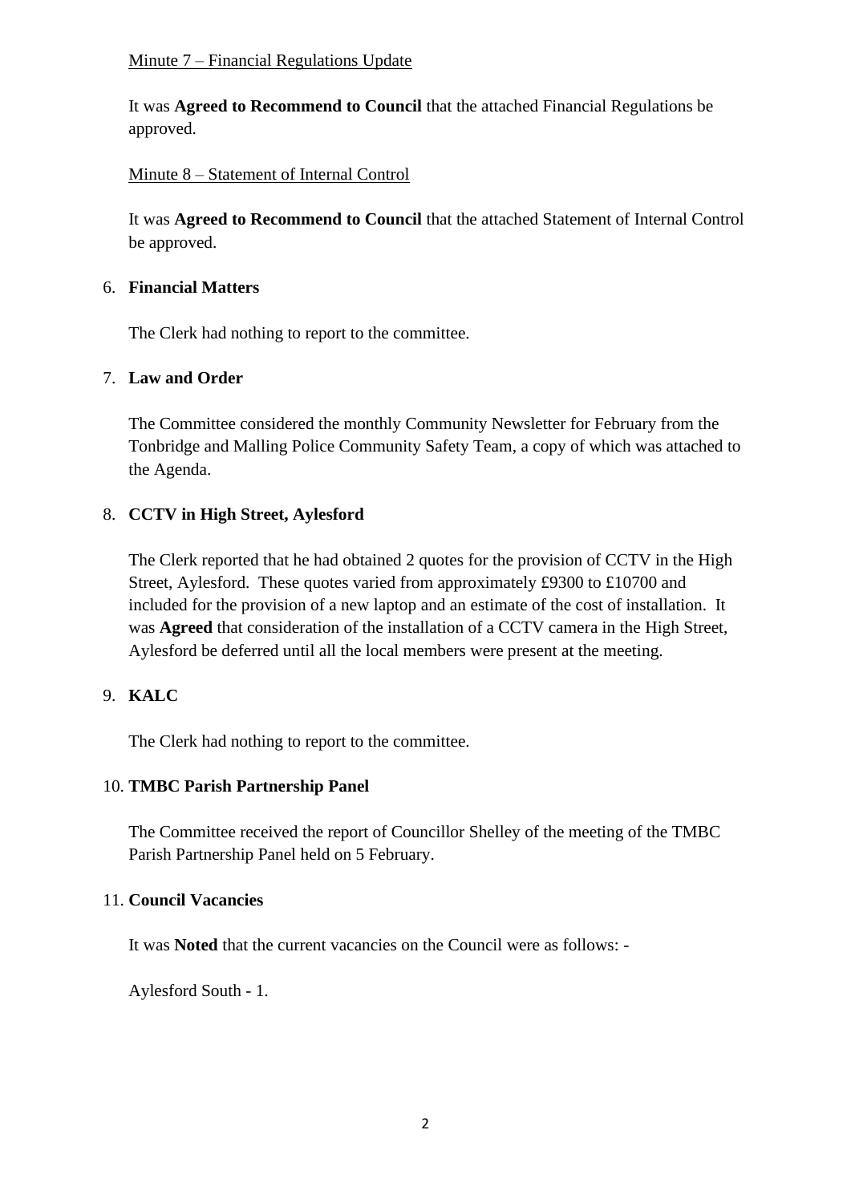Minute 7 – Financial Regulations Update

It was **Agreed to Recommend to Council** that the attached Financial Regulations be approved.

Minute 8 – Statement of Internal Control

It was **Agreed to Recommend to Council** that the attached Statement of Internal Control be approved.

6. **Financial Matters**

   The Clerk had nothing to report to the committee.

7. **Law and Order**

   The Committee considered the monthly Community Newsletter for February from the Tonbridge and Malling Police Community Safety Team, a copy of which was attached to the Agenda.

8. **CCTV in High Street, Aylesford**

   The Clerk reported that he had obtained 2 quotes for the provision of CCTV in the High Street, Aylesford. These quotes varied from approximately £9300 to £10700 and included for the provision of a new laptop and an estimate of the cost of installation. It was **Agreed** that consideration of the installation of a CCTV camera in the High Street, Aylesford be deferred until all the local members were present at the meeting.

9. **KALC**

   The Clerk had nothing to report to the committee.

10. **TMBC Parish Partnership Panel**

    The Committee received the report of Councillor Shelley of the meeting of the TMBC Parish Partnership Panel held on 5 February.

11. **Council Vacancies**

    It was **Noted** that the current vacancies on the Council were as follows: -

    Aylesford South - 1.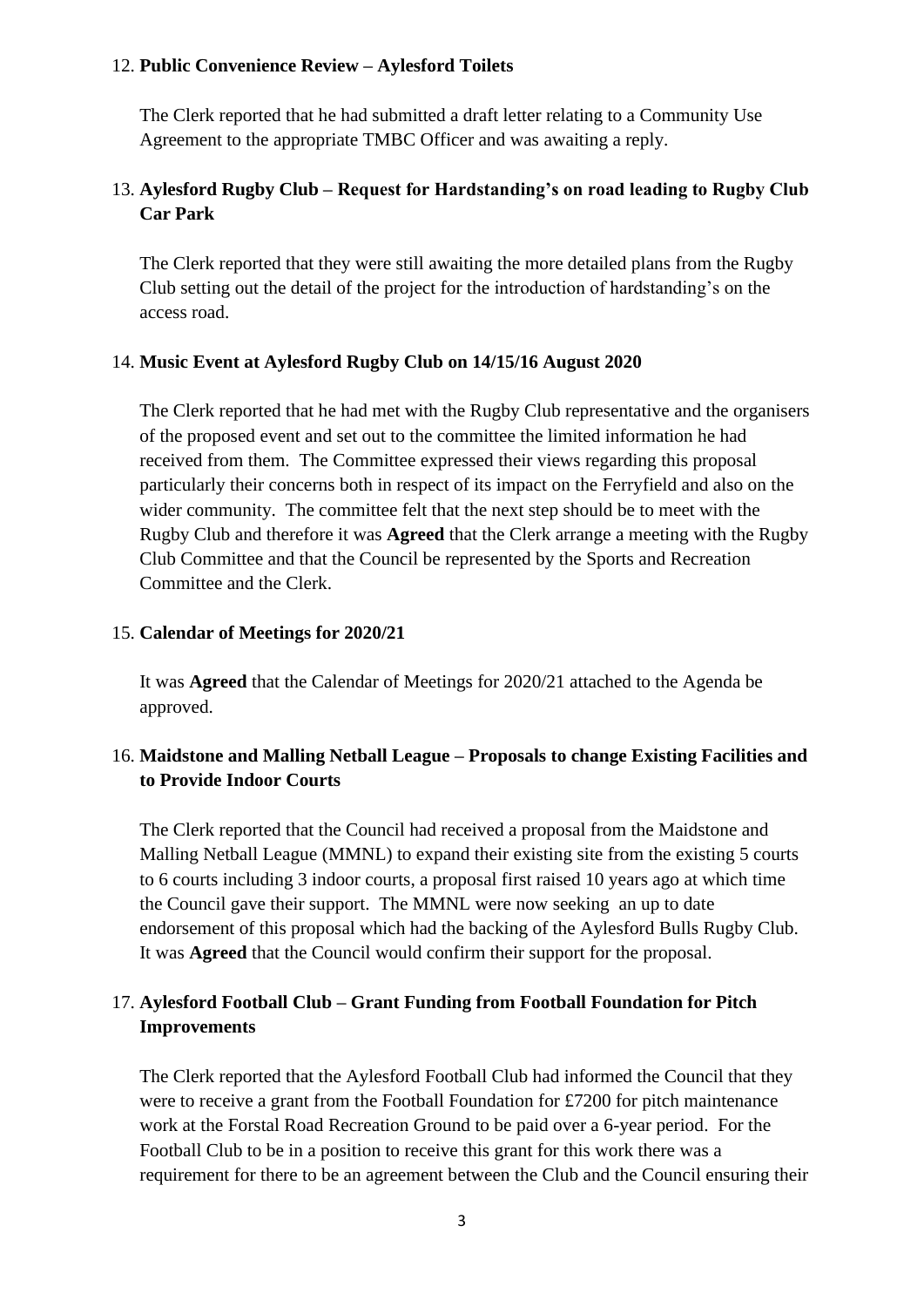12. **Public Convenience Review – Aylesford Toilets**

    The Clerk reported that he had submitted a draft letter relating to a Community Use Agreement to the appropriate TMBC Officer and was awaiting a reply.

13. **Aylesford Rugby Club – Request for Hardstanding's on road leading to Rugby Club Car Park**

    The Clerk reported that they were still awaiting the more detailed plans from the Rugby Club setting out the detail of the project for the introduction of hardstanding's on the access road.

14. **Music Event at Aylesford Rugby Club on 14/15/16 August 2020**

    The Clerk reported that he had met with the Rugby Club representative and the organisers of the proposed event and set out to the committee the limited information he had received from them. The Committee expressed their views regarding this proposal particularly their concerns both in respect of its impact on the Ferryfield and also on the wider community. The committee felt that the next step should be to meet with the Rugby Club and therefore it was **Agreed** that the Clerk arrange a meeting with the Rugby Club Committee and that the Council be represented by the Sports and Recreation Committee and the Clerk.

15. **Calendar of Meetings for 2020/21**

    It was **Agreed** that the Calendar of Meetings for 2020/21 attached to the Agenda be approved.

16. **Maidstone and Malling Netball League – Proposals to change Existing Facilities and to Provide Indoor Courts**

    The Clerk reported that the Council had received a proposal from the Maidstone and Malling Netball League (MMNL) to expand their existing site from the existing 5 courts to 6 courts including 3 indoor courts, a proposal first raised 10 years ago at which time the Council gave their support. The MMNL were now seeking an up to date endorsement of this proposal which had the backing of the Aylesford Bulls Rugby Club. It was **Agreed** that the Council would confirm their support for the proposal.

17. **Aylesford Football Club – Grant Funding from Football Foundation for Pitch Improvements**

    The Clerk reported that the Aylesford Football Club had informed the Council that they were to receive a grant from the Football Foundation for £7200 for pitch maintenance work at the Forstal Road Recreation Ground to be paid over a 6-year period. For the Football Club to be in a position to receive this grant for this work there was a requirement for there to be an agreement between the Club and the Council ensuring their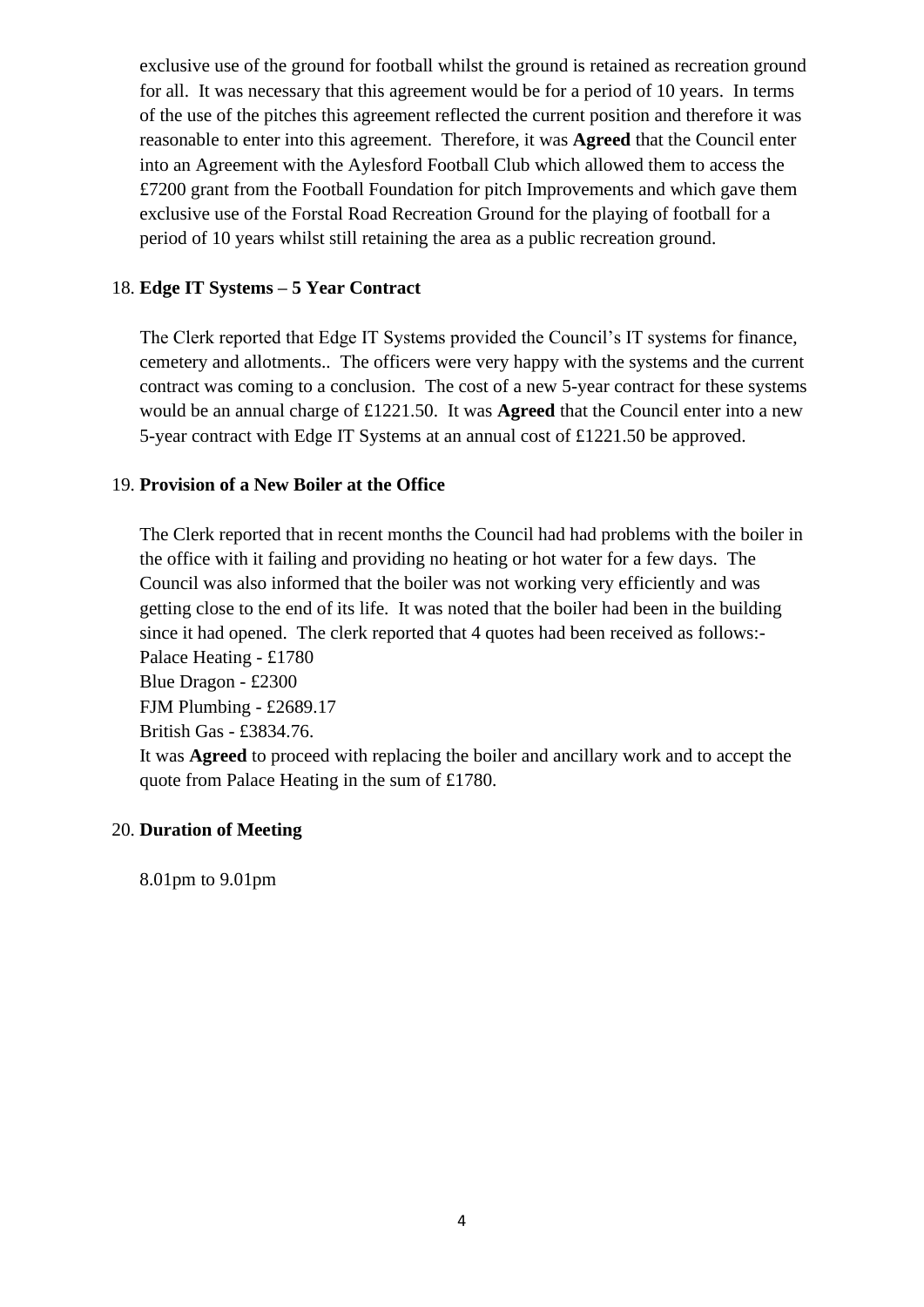exclusive use of the ground for football whilst the ground is retained as recreation ground for all. It was necessary that this agreement would be for a period of 10 years. In terms of the use of the pitches this agreement reflected the current position and therefore it was reasonable to enter into this agreement. Therefore, it was **Agreed** that the Council enter into an Agreement with the Aylesford Football Club which allowed them to access the £7200 grant from the Football Foundation for pitch Improvements and which gave them exclusive use of the Forstal Road Recreation Ground for the playing of football for a period of 10 years whilst still retaining the area as a public recreation ground.

18. **Edge IT Systems – 5 Year Contract**

The Clerk reported that Edge IT Systems provided the Council's IT systems for finance, cemetery and allotments.. The officers were very happy with the systems and the current contract was coming to a conclusion. The cost of a new 5-year contract for these systems would be an annual charge of £1221.50. It was **Agreed** that the Council enter into a new 5-year contract with Edge IT Systems at an annual cost of £1221.50 be approved.

19. **Provision of a New Boiler at the Office**

The Clerk reported that in recent months the Council had had problems with the boiler in the office with it failing and providing no heating or hot water for a few days. The Council was also informed that the boiler was not working very efficiently and was getting close to the end of its life. It was noted that the boiler had been in the building since it had opened. The clerk reported that 4 quotes had been received as follows:-
Palace Heating - £1780
Blue Dragon - £2300
FJM Plumbing - £2689.17
British Gas - £3834.76.
It was **Agreed** to proceed with replacing the boiler and ancillary work and to accept the quote from Palace Heating in the sum of £1780.

20. **Duration of Meeting**

8.01pm to 9.01pm